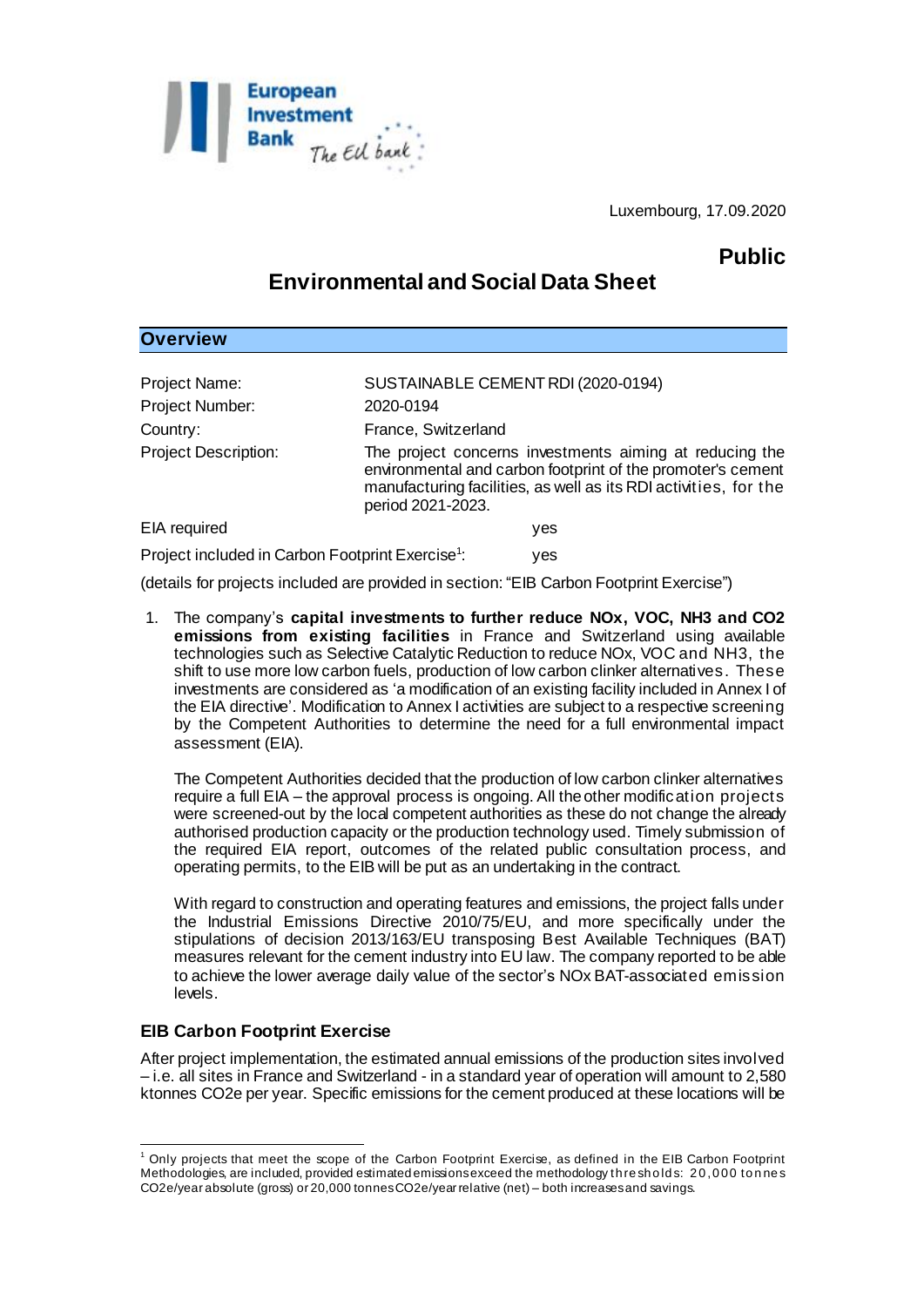Luxembourg, 17.09.2020

**Public**

# Environmental and Social Data Sheet

## Overview

| | |
|---|---|
| Project Name: | SUSTAINABLE CEMENT RDI (2020-0194) |
| Project Number: | 2020-0194 |
| Country: | France, Switzerland |
| Project Description: | The project concerns investments aiming at reducing the environmental and carbon footprint of the promoter's cement manufacturing facilities, as well as its RDI activities, for the period 2021-2023. |
| EIA required | yes |
| Project included in Carbon Footprint Exercise[1]: | yes |

(details for projects included are provided in section: "EIB Carbon Footprint Exercise")

1. The company's **capital investments to further reduce NOx, VOC, NH3 and CO2 emissions from existing facilities** in France and Switzerland using available technologies such as Selective Catalytic Reduction to reduce NOx, VOC and NH3, the shift to use more low carbon fuels, production of low carbon clinker alternatives. These investments are considered as 'a modification of an existing facility included in Annex I of the EIA directive'. Modification to Annex I activities are subject to a respective screening by the Competent Authorities to determine the need for a full environmental impact assessment (EIA).

   The Competent Authorities decided that the production of low carbon clinker alternatives require a full EIA – the approval process is ongoing. All the other modification projects were screened-out by the local competent authorities as these do not change the already authorised production capacity or the production technology used. Timely submission of the required EIA report, outcomes of the related public consultation process, and operating permits, to the EIB will be put as an undertaking in the contract.

   With regard to construction and operating features and emissions, the project falls under the Industrial Emissions Directive 2010/75/EU, and more specifically under the stipulations of decision 2013/163/EU transposing Best Available Techniques (BAT) measures relevant for the cement industry into EU law. The company reported to be able to achieve the lower average daily value of the sector's NOx BAT-associated emission levels.

### EIB Carbon Footprint Exercise

After project implementation, the estimated annual emissions of the production sites involved – i.e. all sites in France and Switzerland - in a standard year of operation will amount to 2,580 ktonnes CO2e per year. Specific emissions for the cement produced at these locations will be

[1] Only projects that meet the scope of the Carbon Footprint Exercise, as defined in the EIB Carbon Footprint Methodologies, are included, provided estimated emissions exceed the methodology thresholds: 20,000 tonnes CO2e/year absolute (gross) or 20,000 tonnes CO2e/year relative (net) – both increases and savings.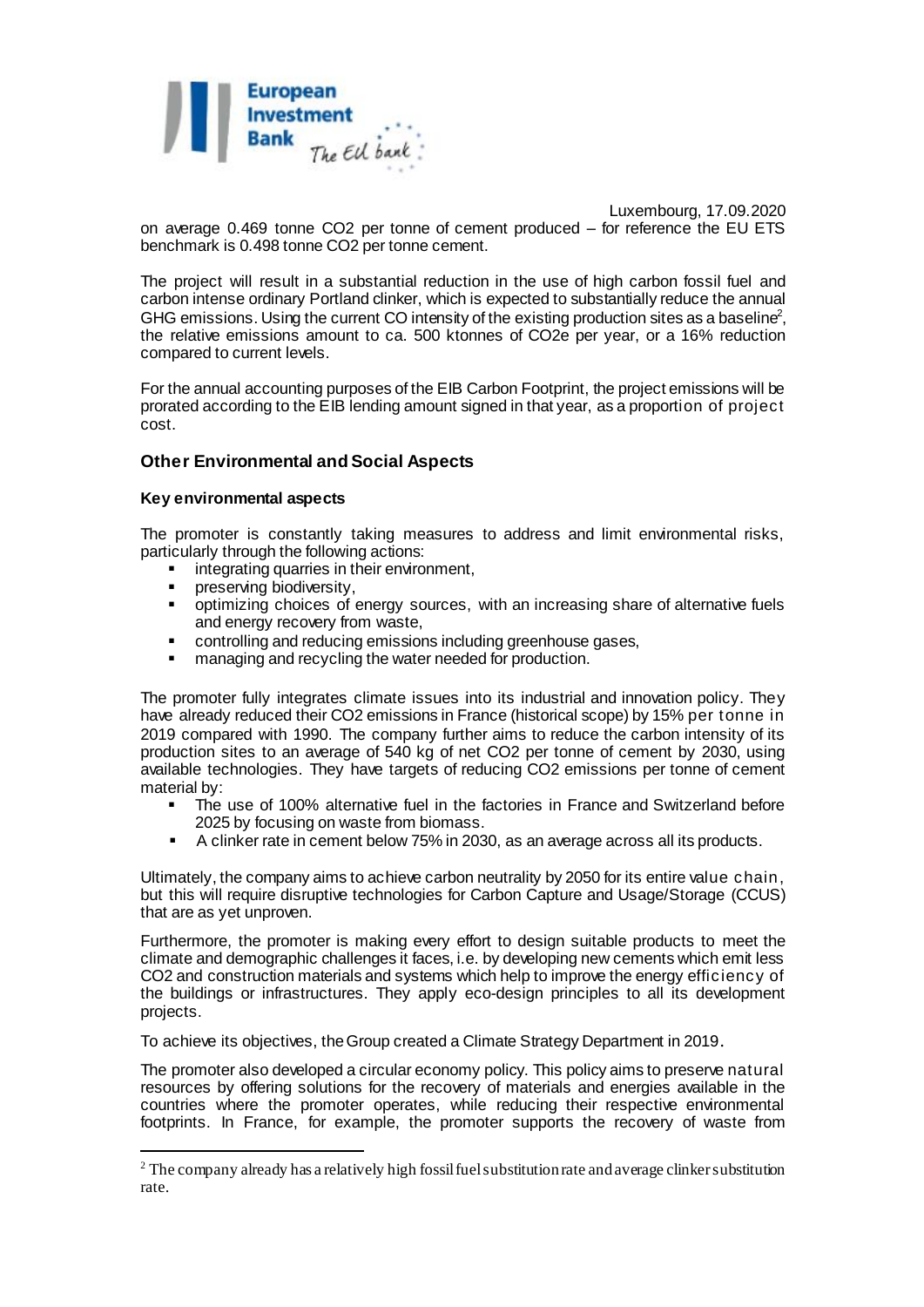on average 0.469 tonne $CO_2$ per tonne of cement produced – for reference the EU ETS benchmark is 0.498 tonne $CO_2$ per tonne cement.

The project will result in a substantial reduction in the use of high carbon fossil fuel and carbon intense ordinary Portland clinker, which is expected to substantially reduce the annual GHG emissions. Using the current CO intensity of the existing production sites as a baseline[2], the relative emissions amount to ca. 500 ktonnes of $CO_2e$ per year, or a 16% reduction compared to current levels.

For the annual accounting purposes of the EIB Carbon Footprint, the project emissions will be prorated according to the EIB lending amount signed in that year, as a proportion of project cost.

## Other Environmental and Social Aspects

### Key environmental aspects

The promoter is constantly taking measures to address and limit environmental risks, particularly through the following actions:

- integrating quarries in their environment,
- preserving biodiversity,
- optimizing choices of energy sources, with an increasing share of alternative fuels and energy recovery from waste,
- controlling and reducing emissions including greenhouse gases,
- managing and recycling the water needed for production.

The promoter fully integrates climate issues into its industrial and innovation policy. They have already reduced their $CO_2$ emissions in France (historical scope) by 15% per tonne in 2019 compared with 1990. The company further aims to reduce the carbon intensity of its production sites to an average of 540 kg of net $CO_2$ per tonne of cement by 2030, using available technologies. They have targets of reducing $CO_2$ emissions per tonne of cement material by:

- The use of 100% alternative fuel in the factories in France and Switzerland before 2025 by focusing on waste from biomass.
- A clinker rate in cement below 75% in 2030, as an average across all its products.

Ultimately, the company aims to achieve carbon neutrality by 2050 for its entire value chain, but this will require disruptive technologies for Carbon Capture and Usage/Storage (CCUS) that are as yet unproven.

Furthermore, the promoter is making every effort to design suitable products to meet the climate and demographic challenges it faces, i.e. by developing new cements which emit less $CO_2$ and construction materials and systems which help to improve the energy efficiency of the buildings or infrastructures. They apply eco-design principles to all its development projects.

To achieve its objectives, the Group created a Climate Strategy Department in 2019.

The promoter also developed a circular economy policy. This policy aims to preserve natural resources by offering solutions for the recovery of materials and energies available in the countries where the promoter operates, while reducing their respective environmental footprints. In France, for example, the promoter supports the recovery of waste from

[2] The company already has a relatively high fossil fuel substitution rate and average clinker substitution rate.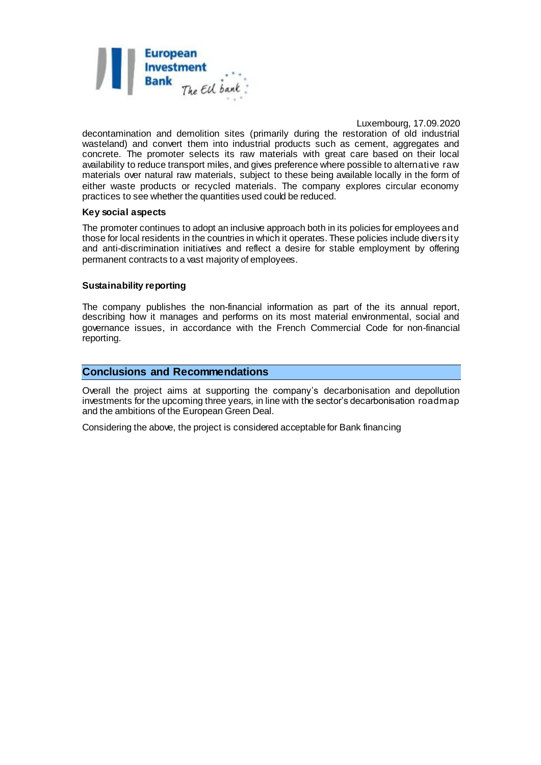decontamination and demolition sites (primarily during the restoration of old industrial wasteland) and convert them into industrial products such as cement, aggregates and concrete. The promoter selects its raw materials with great care based on their local availability to reduce transport miles, and gives preference where possible to alternative raw materials over natural raw materials, subject to these being available locally in the form of either waste products or recycled materials. The company explores circular economy practices to see whether the quantities used could be reduced.

**Key social aspects**

The promoter continues to adopt an inclusive approach both in its policies for employees and those for local residents in the countries in which it operates. These policies include diversity and anti-discrimination initiatives and reflect a desire for stable employment by offering permanent contracts to a vast majority of employees.

**Sustainability reporting**

The company publishes the non-financial information as part of the its annual report, describing how it manages and performs on its most material environmental, social and governance issues, in accordance with the French Commercial Code for non-financial reporting.

## Conclusions and Recommendations

Overall the project aims at supporting the company's decarbonisation and depollution investments for the upcoming three years, in line with the sector's decarbonisation roadmap and the ambitions of the European Green Deal.

Considering the above, the project is considered acceptable for Bank financing